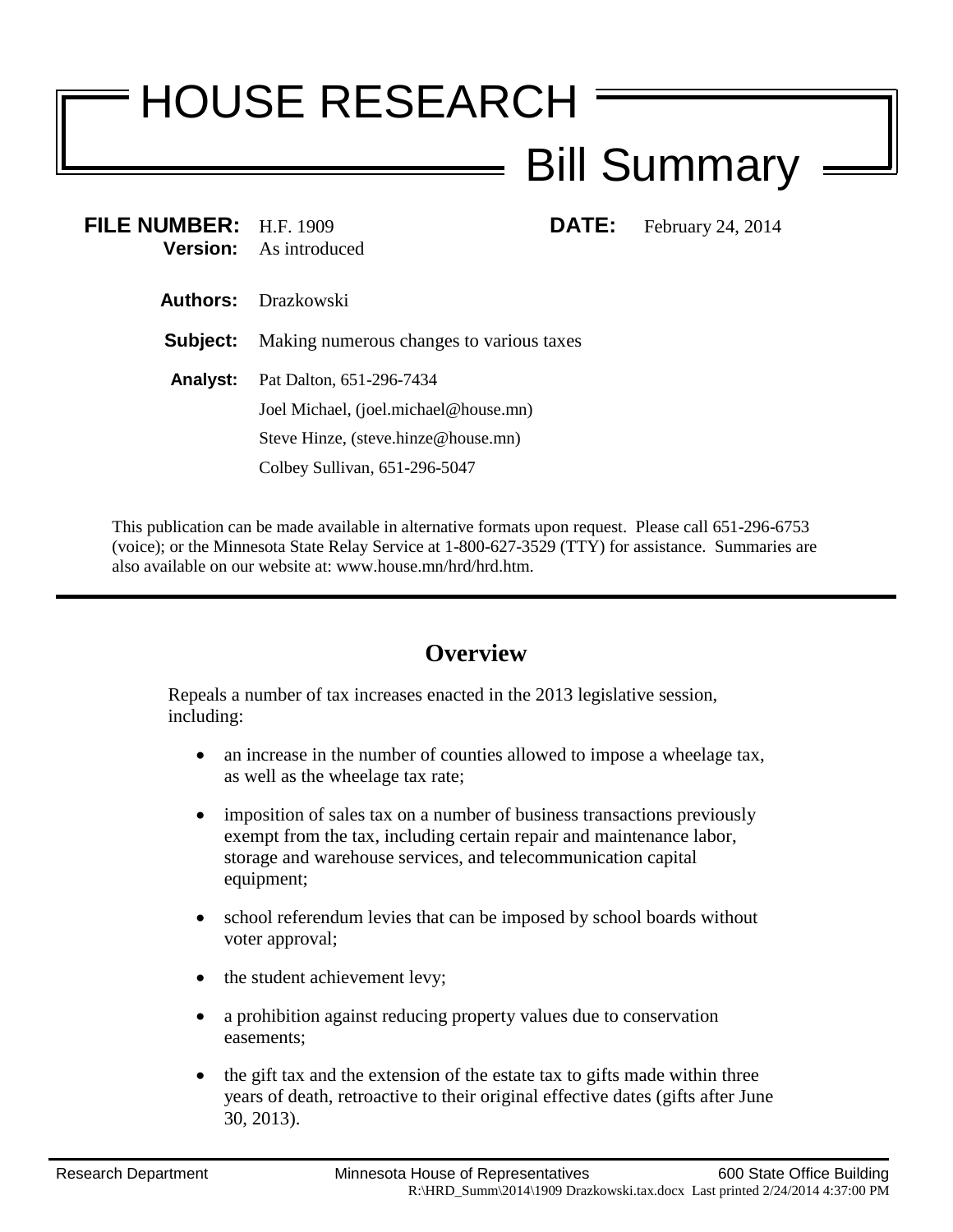# HOUSE RESEARCH

## Bill Summary

**FILE NUMBER:** H.F. 1909
**Version:** As introduced

**DATE:** February 24, 2014

**Authors:** Drazkowski

**Subject:** Making numerous changes to various taxes

**Analyst:** Pat Dalton, 651-296-7434
Joel Michael, (joel.michael@house.mn)
Steve Hinze, (steve.hinze@house.mn)
Colbey Sullivan, 651-296-5047

This publication can be made available in alternative formats upon request. Please call 651-296-6753 (voice); or the Minnesota State Relay Service at 1-800-627-3529 (TTY) for assistance. Summaries are also available on our website at: www.house.mn/hrd/hrd.htm.

## Overview

Repeals a number of tax increases enacted in the 2013 legislative session, including:

- an increase in the number of counties allowed to impose a wheelage tax, as well as the wheelage tax rate;
- imposition of sales tax on a number of business transactions previously exempt from the tax, including certain repair and maintenance labor, storage and warehouse services, and telecommunication capital equipment;
- school referendum levies that can be imposed by school boards without voter approval;
- the student achievement levy;
- a prohibition against reducing property values due to conservation easements;
- the gift tax and the extension of the estate tax to gifts made within three years of death, retroactive to their original effective dates (gifts after June 30, 2013).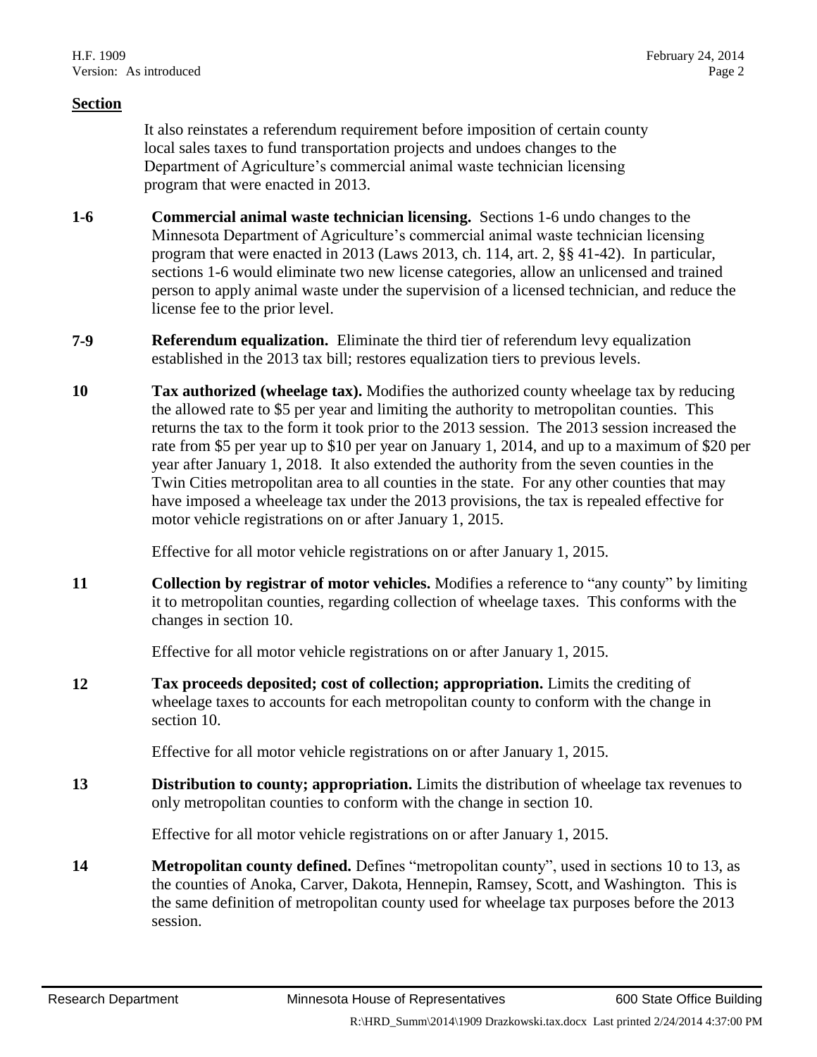**Section**

It also reinstates a referendum requirement before imposition of certain county local sales taxes to fund transportation projects and undoes changes to the Department of Agriculture's commercial animal waste technician licensing program that were enacted in 2013.

**1-6** **Commercial animal waste technician licensing.** Sections 1-6 undo changes to the Minnesota Department of Agriculture's commercial animal waste technician licensing program that were enacted in 2013 (Laws 2013, ch. 114, art. 2, §§ 41-42). In particular, sections 1-6 would eliminate two new license categories, allow an unlicensed and trained person to apply animal waste under the supervision of a licensed technician, and reduce the license fee to the prior level.

**7-9** **Referendum equalization.** Eliminate the third tier of referendum levy equalization established in the 2013 tax bill; restores equalization tiers to previous levels.

**10** **Tax authorized (wheelage tax).** Modifies the authorized county wheelage tax by reducing the allowed rate to $5 per year and limiting the authority to metropolitan counties. This returns the tax to the form it took prior to the 2013 session. The 2013 session increased the rate from $5 per year up to $10 per year on January 1, 2014, and up to a maximum of $20 per year after January 1, 2018. It also extended the authority from the seven counties in the Twin Cities metropolitan area to all counties in the state. For any other counties that may have imposed a wheeleage tax under the 2013 provisions, the tax is repealed effective for motor vehicle registrations on or after January 1, 2015.

Effective for all motor vehicle registrations on or after January 1, 2015.

**11** **Collection by registrar of motor vehicles.** Modifies a reference to "any county" by limiting it to metropolitan counties, regarding collection of wheelage taxes. This conforms with the changes in section 10.

Effective for all motor vehicle registrations on or after January 1, 2015.

**12** **Tax proceeds deposited; cost of collection; appropriation.** Limits the crediting of wheelage taxes to accounts for each metropolitan county to conform with the change in section 10.

Effective for all motor vehicle registrations on or after January 1, 2015.

**13** **Distribution to county; appropriation.** Limits the distribution of wheelage tax revenues to only metropolitan counties to conform with the change in section 10.

Effective for all motor vehicle registrations on or after January 1, 2015.

**14** **Metropolitan county defined.** Defines "metropolitan county", used in sections 10 to 13, as the counties of Anoka, Carver, Dakota, Hennepin, Ramsey, Scott, and Washington. This is the same definition of metropolitan county used for wheelage tax purposes before the 2013 session.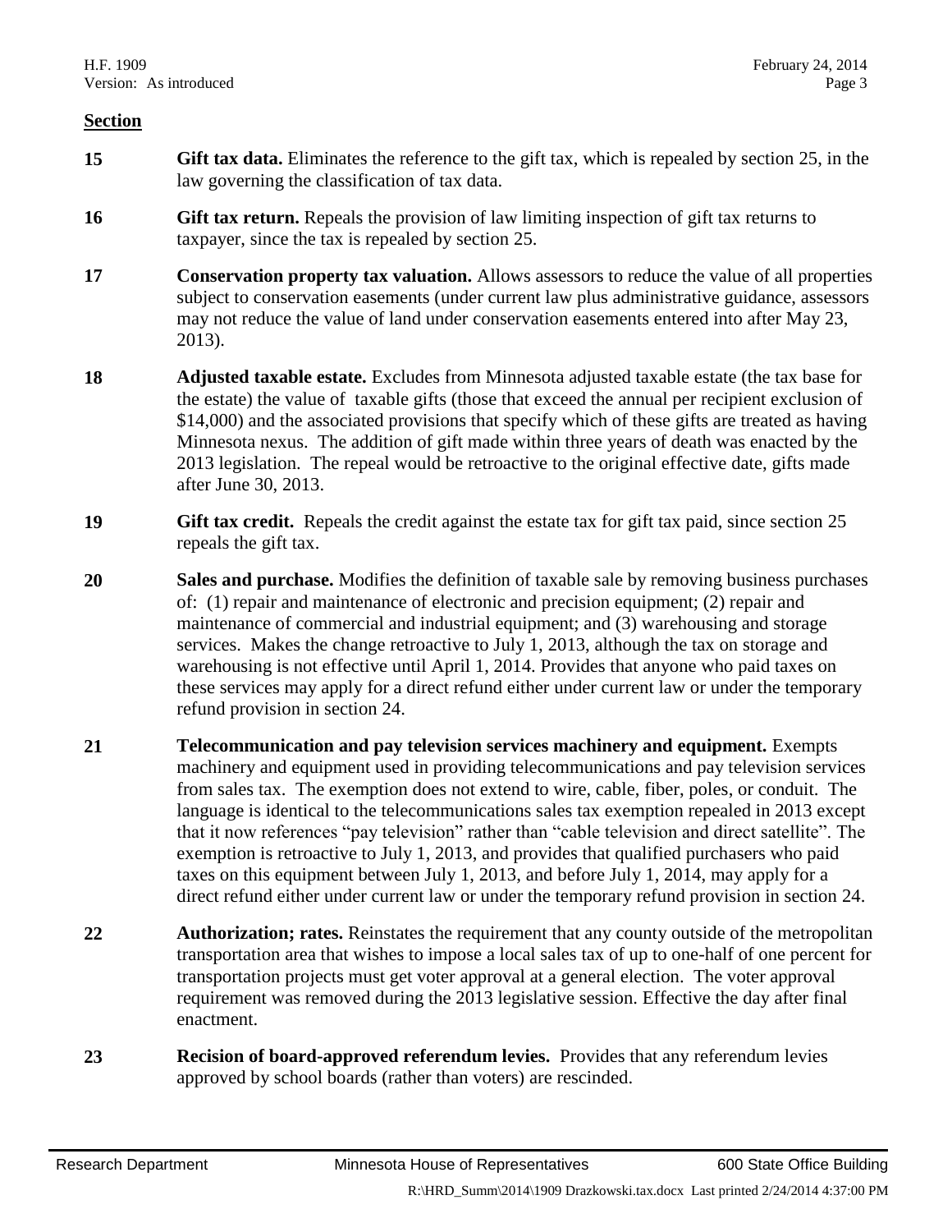**Section**

**15** **Gift tax data.** Eliminates the reference to the gift tax, which is repealed by section 25, in the law governing the classification of tax data.

**16** **Gift tax return.** Repeals the provision of law limiting inspection of gift tax returns to taxpayer, since the tax is repealed by section 25.

**17** **Conservation property tax valuation.** Allows assessors to reduce the value of all properties subject to conservation easements (under current law plus administrative guidance, assessors may not reduce the value of land under conservation easements entered into after May 23, 2013).

**18** **Adjusted taxable estate.** Excludes from Minnesota adjusted taxable estate (the tax base for the estate) the value of taxable gifts (those that exceed the annual per recipient exclusion of $14,000) and the associated provisions that specify which of these gifts are treated as having Minnesota nexus. The addition of gift made within three years of death was enacted by the 2013 legislation. The repeal would be retroactive to the original effective date, gifts made after June 30, 2013.

**19** **Gift tax credit.** Repeals the credit against the estate tax for gift tax paid, since section 25 repeals the gift tax.

**20** **Sales and purchase.** Modifies the definition of taxable sale by removing business purchases of: (1) repair and maintenance of electronic and precision equipment; (2) repair and maintenance of commercial and industrial equipment; and (3) warehousing and storage services. Makes the change retroactive to July 1, 2013, although the tax on storage and warehousing is not effective until April 1, 2014. Provides that anyone who paid taxes on these services may apply for a direct refund either under current law or under the temporary refund provision in section 24.

**21** **Telecommunication and pay television services machinery and equipment.** Exempts machinery and equipment used in providing telecommunications and pay television services from sales tax. The exemption does not extend to wire, cable, fiber, poles, or conduit. The language is identical to the telecommunications sales tax exemption repealed in 2013 except that it now references "pay television" rather than "cable television and direct satellite". The exemption is retroactive to July 1, 2013, and provides that qualified purchasers who paid taxes on this equipment between July 1, 2013, and before July 1, 2014, may apply for a direct refund either under current law or under the temporary refund provision in section 24.

**22** **Authorization; rates.** Reinstates the requirement that any county outside of the metropolitan transportation area that wishes to impose a local sales tax of up to one-half of one percent for transportation projects must get voter approval at a general election. The voter approval requirement was removed during the 2013 legislative session. Effective the day after final enactment.

**23** **Recision of board-approved referendum levies.** Provides that any referendum levies approved by school boards (rather than voters) are rescinded.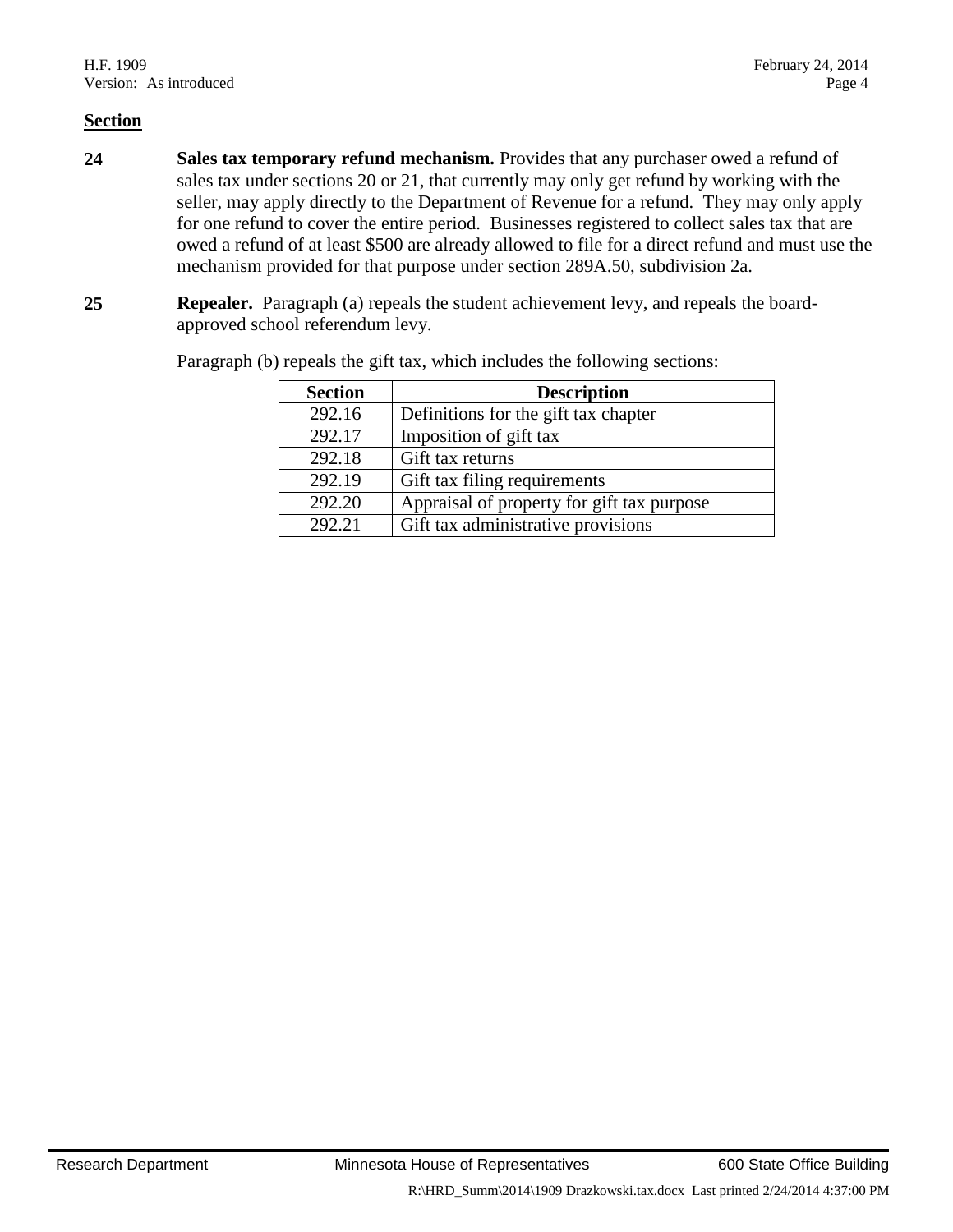**Section**

**24** **Sales tax temporary refund mechanism.** Provides that any purchaser owed a refund of sales tax under sections 20 or 21, that currently may only get refund by working with the seller, may apply directly to the Department of Revenue for a refund. They may only apply for one refund to cover the entire period. Businesses registered to collect sales tax that are owed a refund of at least $500 are already allowed to file for a direct refund and must use the mechanism provided for that purpose under section 289A.50, subdivision 2a.

**25** **Repealer.** Paragraph (a) repeals the student achievement levy, and repeals the board-approved school referendum levy.

Paragraph (b) repeals the gift tax, which includes the following sections:

| Section | Description |
|---|---|
| 292.16 | Definitions for the gift tax chapter |
| 292.17 | Imposition of gift tax |
| 292.18 | Gift tax returns |
| 292.19 | Gift tax filing requirements |
| 292.20 | Appraisal of property for gift tax purpose |
| 292.21 | Gift tax administrative provisions |